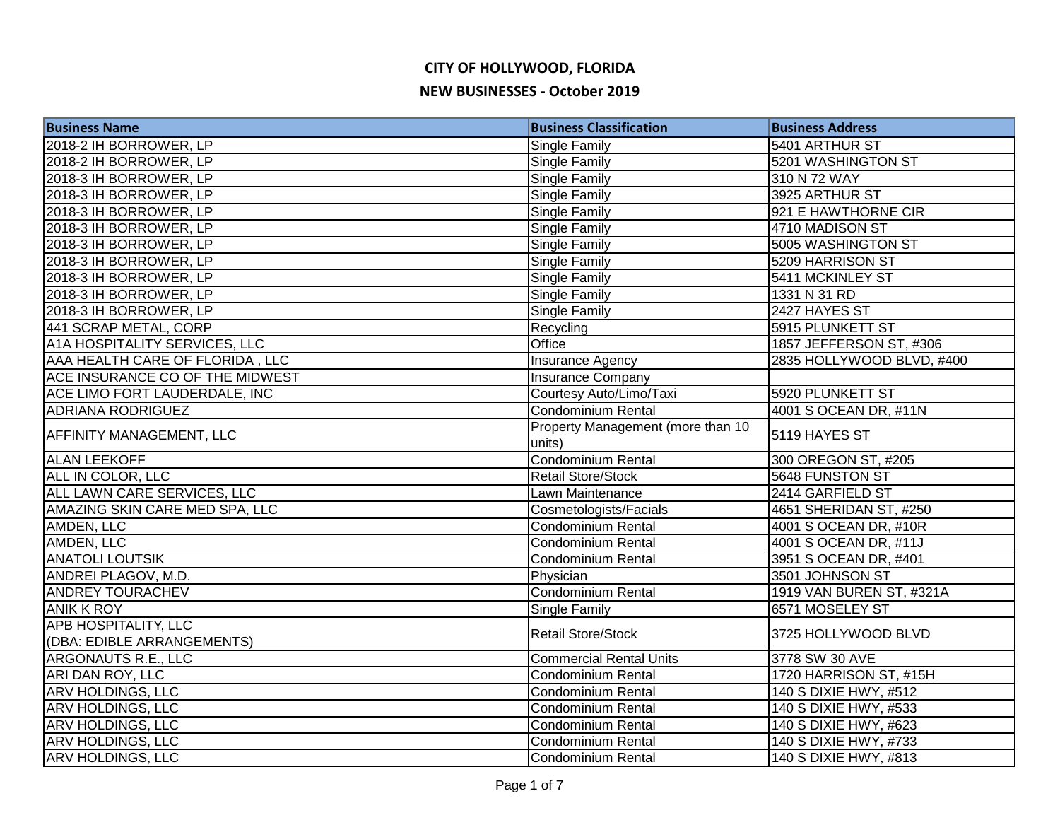# CITY OF HOLLYWOOD, FLORIDA

## NEW BUSINESSES - October 2019

| Business Name | Business Classification | Business Address |
|---|---|---|
| 2018-2 IH BORROWER, LP | Single Family | 5401 ARTHUR ST |
| 2018-2 IH BORROWER, LP | Single Family | 5201 WASHINGTON ST |
| 2018-3 IH BORROWER, LP | Single Family | 310 N 72 WAY |
| 2018-3 IH BORROWER, LP | Single Family | 3925 ARTHUR ST |
| 2018-3 IH BORROWER, LP | Single Family | 921 E HAWTHORNE CIR |
| 2018-3 IH BORROWER, LP | Single Family | 4710 MADISON ST |
| 2018-3 IH BORROWER, LP | Single Family | 5005 WASHINGTON ST |
| 2018-3 IH BORROWER, LP | Single Family | 5209 HARRISON ST |
| 2018-3 IH BORROWER, LP | Single Family | 5411 MCKINLEY ST |
| 2018-3 IH BORROWER, LP | Single Family | 1331 N 31 RD |
| 2018-3 IH BORROWER, LP | Single Family | 2427 HAYES ST |
| 441 SCRAP METAL, CORP | Recycling | 5915 PLUNKETT ST |
| A1A HOSPITALITY SERVICES, LLC | Office | 1857 JEFFERSON ST, #306 |
| AAA HEALTH CARE OF FLORIDA , LLC | Insurance Agency | 2835 HOLLYWOOD BLVD, #400 |
| ACE INSURANCE CO OF THE MIDWEST | Insurance Company | |
| ACE LIMO FORT LAUDERDALE, INC | Courtesy Auto/Limo/Taxi | 5920 PLUNKETT ST |
| ADRIANA RODRIGUEZ | Condominium Rental | 4001 S OCEAN DR, #11N |
| AFFINITY MANAGEMENT, LLC | Property Management (more than 10 units) | 5119 HAYES ST |
| ALAN LEEKOFF | Condominium Rental | 300 OREGON ST, #205 |
| ALL IN COLOR, LLC | Retail Store/Stock | 5648 FUNSTON ST |
| ALL LAWN CARE SERVICES, LLC | Lawn Maintenance | 2414 GARFIELD ST |
| AMAZING SKIN CARE MED SPA, LLC | Cosmetologists/Facials | 4651 SHERIDAN ST, #250 |
| AMDEN, LLC | Condominium Rental | 4001 S OCEAN DR, #10R |
| AMDEN, LLC | Condominium Rental | 4001 S OCEAN DR, #11J |
| ANATOLI LOUTSIK | Condominium Rental | 3951 S OCEAN DR, #401 |
| ANDREI PLAGOV, M.D. | Physician | 3501 JOHNSON ST |
| ANDREY TOURACHEV | Condominium Rental | 1919 VAN BUREN ST, #321A |
| ANIK K ROY | Single Family | 6571 MOSELEY ST |
| APB HOSPITALITY, LLC (DBA: EDIBLE ARRANGEMENTS) | Retail Store/Stock | 3725 HOLLYWOOD BLVD |
| ARGONAUTS R.E., LLC | Commercial Rental Units | 3778 SW 30 AVE |
| ARI DAN ROY, LLC | Condominium Rental | 1720 HARRISON ST, #15H |
| ARV HOLDINGS, LLC | Condominium Rental | 140 S DIXIE HWY, #512 |
| ARV HOLDINGS, LLC | Condominium Rental | 140 S DIXIE HWY, #533 |
| ARV HOLDINGS, LLC | Condominium Rental | 140 S DIXIE HWY, #623 |
| ARV HOLDINGS, LLC | Condominium Rental | 140 S DIXIE HWY, #733 |
| ARV HOLDINGS, LLC | Condominium Rental | 140 S DIXIE HWY, #813 |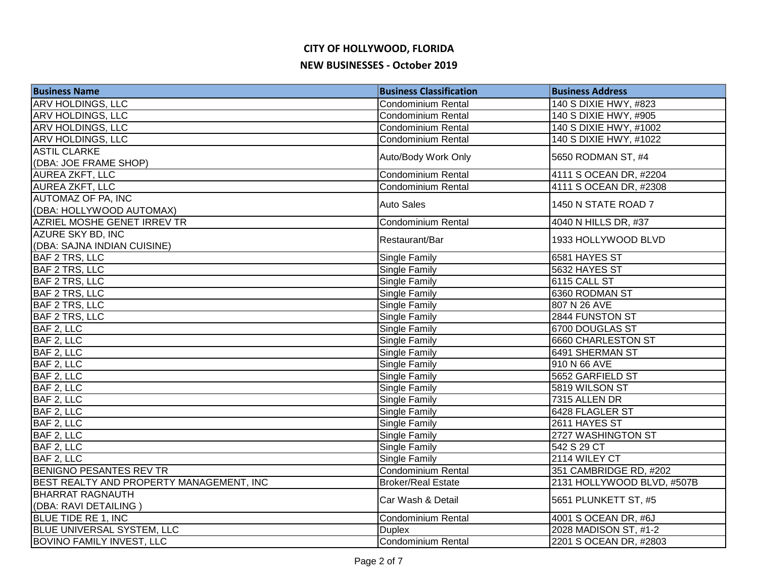# CITY OF HOLLYWOOD, FLORIDA

## NEW BUSINESSES - October 2019

| Business Name | Business Classification | Business Address |
|---|---|---|
| ARV HOLDINGS, LLC | Condominium Rental | 140 S DIXIE HWY, #823 |
| ARV HOLDINGS, LLC | Condominium Rental | 140 S DIXIE HWY, #905 |
| ARV HOLDINGS, LLC | Condominium Rental | 140 S DIXIE HWY, #1002 |
| ARV HOLDINGS, LLC | Condominium Rental | 140 S DIXIE HWY, #1022 |
| ASTIL CLARKE (DBA: JOE FRAME SHOP) | Auto/Body Work Only | 5650 RODMAN ST, #4 |
| AUREA ZKFT, LLC | Condominium Rental | 4111 S OCEAN DR, #2204 |
| AUREA ZKFT, LLC | Condominium Rental | 4111 S OCEAN DR, #2308 |
| AUTOMAZ OF PA, INC (DBA: HOLLYWOOD AUTOMAX) | Auto Sales | 1450 N STATE ROAD 7 |
| AZRIEL MOSHE GENET IRREV TR | Condominium Rental | 4040 N HILLS DR, #37 |
| AZURE SKY BD, INC (DBA: SAJNA INDIAN CUISINE) | Restaurant/Bar | 1933 HOLLYWOOD BLVD |
| BAF 2 TRS, LLC | Single Family | 6581 HAYES ST |
| BAF 2 TRS, LLC | Single Family | 5632 HAYES ST |
| BAF 2 TRS, LLC | Single Family | 6115 CALL ST |
| BAF 2 TRS, LLC | Single Family | 6360 RODMAN ST |
| BAF 2 TRS, LLC | Single Family | 807 N 26 AVE |
| BAF 2 TRS, LLC | Single Family | 2844 FUNSTON ST |
| BAF 2, LLC | Single Family | 6700 DOUGLAS ST |
| BAF 2, LLC | Single Family | 6660 CHARLESTON ST |
| BAF 2, LLC | Single Family | 6491 SHERMAN ST |
| BAF 2, LLC | Single Family | 910 N 66 AVE |
| BAF 2, LLC | Single Family | 5652 GARFIELD ST |
| BAF 2, LLC | Single Family | 5819 WILSON ST |
| BAF 2, LLC | Single Family | 7315 ALLEN DR |
| BAF 2, LLC | Single Family | 6428 FLAGLER ST |
| BAF 2, LLC | Single Family | 2611 HAYES ST |
| BAF 2, LLC | Single Family | 2727 WASHINGTON ST |
| BAF 2, LLC | Single Family | 542 S 29 CT |
| BAF 2, LLC | Single Family | 2114 WILEY CT |
| BENIGNO PESANTES REV TR | Condominium Rental | 351 CAMBRIDGE RD, #202 |
| BEST REALTY AND PROPERTY MANAGEMENT, INC | Broker/Real Estate | 2131 HOLLYWOOD BLVD, #507B |
| BHARRAT RAGNAUTH (DBA: RAVI DETAILING ) | Car Wash & Detail | 5651 PLUNKETT ST, #5 |
| BLUE TIDE RE 1, INC | Condominium Rental | 4001 S OCEAN DR, #6J |
| BLUE UNIVERSAL SYSTEM, LLC | Duplex | 2028 MADISON ST, #1-2 |
| BOVINO FAMILY INVEST, LLC | Condominium Rental | 2201 S OCEAN DR, #2803 |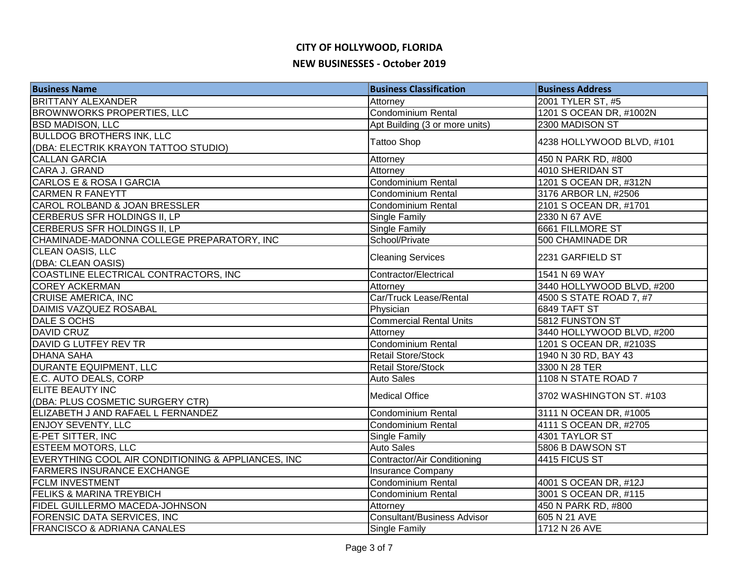# CITY OF HOLLYWOOD, FLORIDA

## NEW BUSINESSES - October 2019

| Business Name | Business Classification | Business Address |
| --- | --- | --- |
| BRITTANY ALEXANDER | Attorney | 2001 TYLER ST, #5 |
| BROWNWORKS PROPERTIES, LLC | Condominium Rental | 1201 S OCEAN DR, #1002N |
| BSD MADISON, LLC | Apt Building (3 or more units) | 2300 MADISON ST |
| BULLDOG BROTHERS INK, LLC (DBA: ELECTRIK KRAYON TATTOO STUDIO) | Tattoo Shop | 4238 HOLLYWOOD BLVD, #101 |
| CALLAN GARCIA | Attorney | 450 N PARK RD, #800 |
| CARA J. GRAND | Attorney | 4010 SHERIDAN ST |
| CARLOS E & ROSA I GARCIA | Condominium Rental | 1201 S OCEAN DR, #312N |
| CARMEN R FANEYTT | Condominium Rental | 3176 ARBOR LN, #2506 |
| CAROL ROLBAND & JOAN BRESSLER | Condominium Rental | 2101 S OCEAN DR, #1701 |
| CERBERUS SFR HOLDINGS II, LP | Single Family | 2330 N 67 AVE |
| CERBERUS SFR HOLDINGS II, LP | Single Family | 6661 FILLMORE ST |
| CHAMINADE-MADONNA COLLEGE PREPARATORY, INC | School/Private | 500 CHAMINADE DR |
| CLEAN OASIS, LLC (DBA: CLEAN OASIS) | Cleaning Services | 2231 GARFIELD ST |
| COASTLINE ELECTRICAL CONTRACTORS, INC | Contractor/Electrical | 1541 N 69 WAY |
| COREY ACKERMAN | Attorney | 3440 HOLLYWOOD BLVD, #200 |
| CRUISE AMERICA, INC | Car/Truck Lease/Rental | 4500 S STATE ROAD 7, #7 |
| DAIMIS VAZQUEZ ROSABAL | Physician | 6849 TAFT ST |
| DALE S OCHS | Commercial Rental Units | 5812 FUNSTON ST |
| DAVID CRUZ | Attorney | 3440 HOLLYWOOD BLVD, #200 |
| DAVID G LUTFEY REV TR | Condominium Rental | 1201 S OCEAN DR, #2103S |
| DHANA SAHA | Retail Store/Stock | 1940 N 30 RD, BAY 43 |
| DURANTE EQUIPMENT, LLC | Retail Store/Stock | 3300 N 28 TER |
| E.C. AUTO DEALS, CORP | Auto Sales | 1108 N STATE ROAD 7 |
| ELITE BEAUTY INC (DBA: PLUS COSMETIC SURGERY CTR) | Medical Office | 3702 WASHINGTON ST. #103 |
| ELIZABETH J AND RAFAEL L FERNANDEZ | Condominium Rental | 3111 N OCEAN DR, #1005 |
| ENJOY SEVENTY, LLC | Condominium Rental | 4111 S OCEAN DR, #2705 |
| E-PET SITTER, INC | Single Family | 4301 TAYLOR ST |
| ESTEEM MOTORS, LLC | Auto Sales | 5806 B DAWSON ST |
| EVERYTHING COOL AIR CONDITIONING & APPLIANCES, INC | Contractor/Air Conditioning | 4415 FICUS ST |
| FARMERS INSURANCE EXCHANGE | Insurance Company | |
| FCLM INVESTMENT | Condominium Rental | 4001 S OCEAN DR, #12J |
| FELIKS & MARINA TREYBICH | Condominium Rental | 3001 S OCEAN DR, #115 |
| FIDEL GUILLERMO MACEDA-JOHNSON | Attorney | 450 N PARK RD, #800 |
| FORENSIC DATA SERVICES, INC | Consultant/Business Advisor | 605 N 21 AVE |
| FRANCISCO & ADRIANA CANALES | Single Family | 1712 N 26 AVE |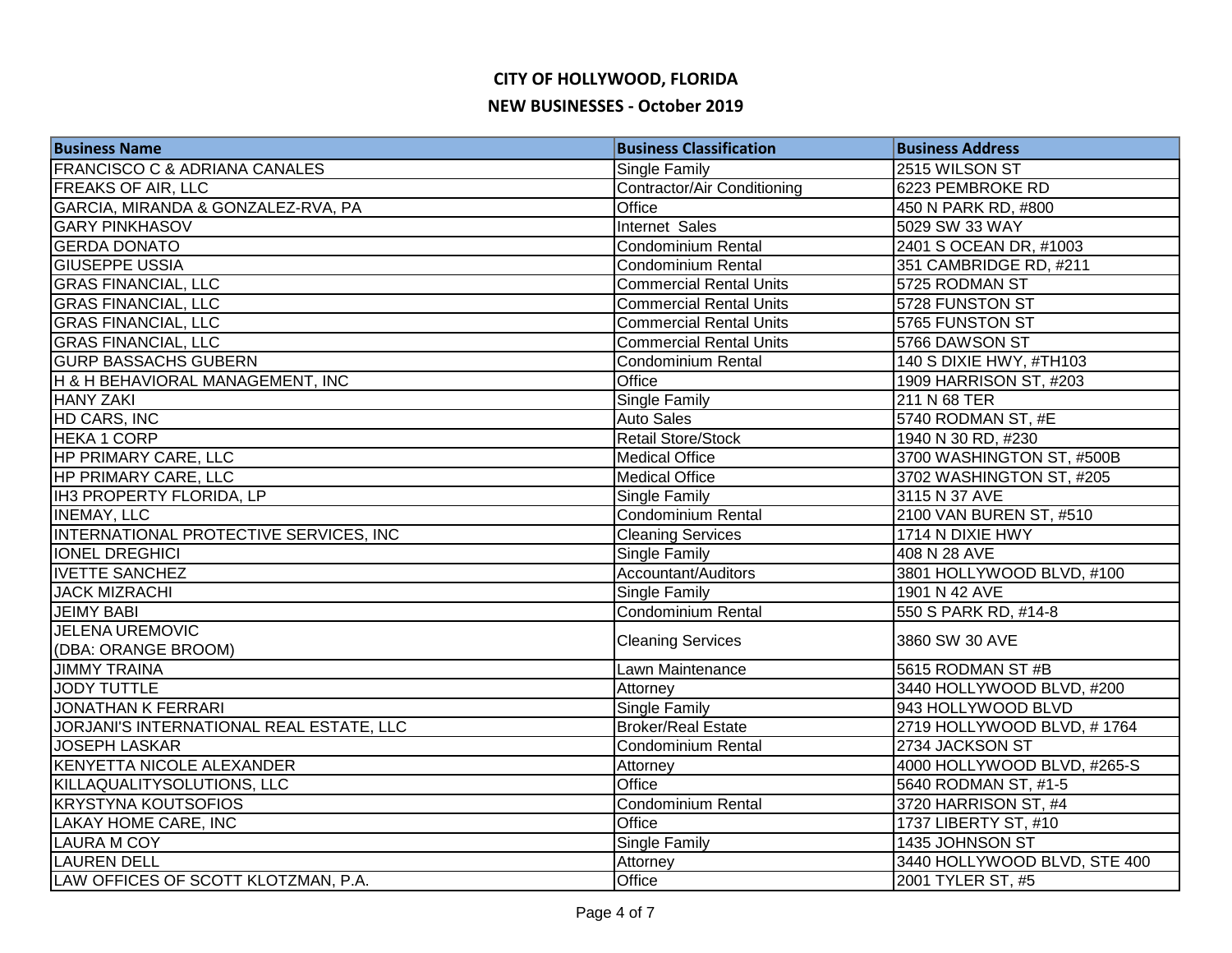# CITY OF HOLLYWOOD, FLORIDA

## NEW BUSINESSES - October 2019

| Business Name | Business Classification | Business Address |
|---|---|---|
| FRANCISCO C & ADRIANA CANALES | Single Family | 2515 WILSON ST |
| FREAKS OF AIR, LLC | Contractor/Air Conditioning | 6223 PEMBROKE RD |
| GARCIA, MIRANDA & GONZALEZ-RVA, PA | Office | 450 N PARK RD, #800 |
| GARY PINKHASOV | Internet Sales | 5029 SW 33 WAY |
| GERDA DONATO | Condominium Rental | 2401 S OCEAN DR, #1003 |
| GIUSEPPE USSIA | Condominium Rental | 351 CAMBRIDGE RD, #211 |
| GRAS FINANCIAL, LLC | Commercial Rental Units | 5725 RODMAN ST |
| GRAS FINANCIAL, LLC | Commercial Rental Units | 5728 FUNSTON ST |
| GRAS FINANCIAL, LLC | Commercial Rental Units | 5765 FUNSTON ST |
| GRAS FINANCIAL, LLC | Commercial Rental Units | 5766 DAWSON ST |
| GURP BASSACHS GUBERN | Condominium Rental | 140 S DIXIE HWY, #TH103 |
| H & H BEHAVIORAL MANAGEMENT, INC | Office | 1909 HARRISON ST, #203 |
| HANY ZAKI | Single Family | 211 N 68 TER |
| HD CARS, INC | Auto Sales | 5740 RODMAN ST, #E |
| HEKA 1 CORP | Retail Store/Stock | 1940 N 30 RD, #230 |
| HP PRIMARY CARE, LLC | Medical Office | 3700 WASHINGTON ST, #500B |
| HP PRIMARY CARE, LLC | Medical Office | 3702 WASHINGTON ST, #205 |
| IH3 PROPERTY FLORIDA, LP | Single Family | 3115 N 37 AVE |
| INEMAY, LLC | Condominium Rental | 2100 VAN BUREN ST, #510 |
| INTERNATIONAL PROTECTIVE SERVICES, INC | Cleaning Services | 1714 N DIXIE HWY |
| IONEL DREGHICI | Single Family | 408 N 28 AVE |
| IVETTE SANCHEZ | Accountant/Auditors | 3801 HOLLYWOOD BLVD, #100 |
| JACK MIZRACHI | Single Family | 1901 N 42 AVE |
| JEIMY BABI | Condominium Rental | 550 S PARK RD, #14-8 |
| JELENA UREMOVIC (DBA: ORANGE BROOM) | Cleaning Services | 3860 SW 30 AVE |
| JIMMY TRAINA | Lawn Maintenance | 5615 RODMAN ST #B |
| JODY TUTTLE | Attorney | 3440 HOLLYWOOD BLVD, #200 |
| JONATHAN K FERRARI | Single Family | 943 HOLLYWOOD BLVD |
| JORJANI'S INTERNATIONAL REAL ESTATE, LLC | Broker/Real Estate | 2719 HOLLYWOOD BLVD, # 1764 |
| JOSEPH LASKAR | Condominium Rental | 2734 JACKSON ST |
| KENYETTA NICOLE ALEXANDER | Attorney | 4000 HOLLYWOOD BLVD, #265-S |
| KILLAQUALITYSOLUTIONS, LLC | Office | 5640 RODMAN ST, #1-5 |
| KRYSTYNA KOUTSOFIOS | Condominium Rental | 3720 HARRISON ST, #4 |
| LAKAY HOME CARE, INC | Office | 1737 LIBERTY ST, #10 |
| LAURA M COY | Single Family | 1435 JOHNSON ST |
| LAUREN DELL | Attorney | 3440 HOLLYWOOD BLVD, STE 400 |
| LAW OFFICES OF SCOTT KLOTZMAN, P.A. | Office | 2001 TYLER ST, #5 |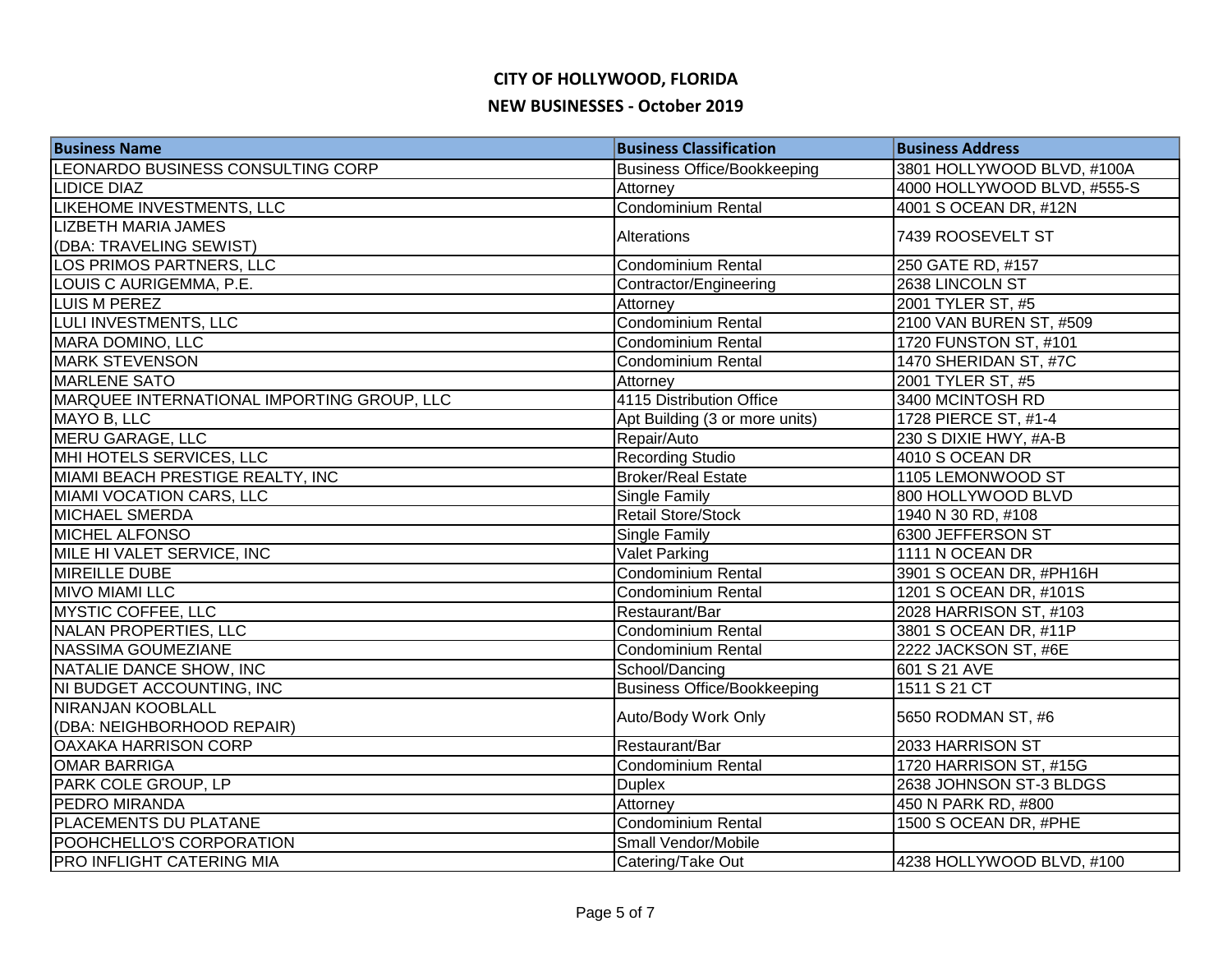# CITY OF HOLLYWOOD, FLORIDA

## NEW BUSINESSES - October 2019

| Business Name | Business Classification | Business Address |
|---|---|---|
| LEONARDO BUSINESS CONSULTING CORP | Business Office/Bookkeeping | 3801 HOLLYWOOD BLVD, #100A |
| LIDICE DIAZ | Attorney | 4000 HOLLYWOOD BLVD, #555-S |
| LIKEHOME INVESTMENTS, LLC | Condominium Rental | 4001 S OCEAN DR, #12N |
| LIZBETH MARIA JAMES (DBA: TRAVELING SEWIST) | Alterations | 7439 ROOSEVELT ST |
| LOS PRIMOS PARTNERS, LLC | Condominium Rental | 250 GATE RD, #157 |
| LOUIS C AURIGEMMA, P.E. | Contractor/Engineering | 2638 LINCOLN ST |
| LUIS M PEREZ | Attorney | 2001 TYLER ST, #5 |
| LULI INVESTMENTS, LLC | Condominium Rental | 2100 VAN BUREN ST, #509 |
| MARA DOMINO, LLC | Condominium Rental | 1720 FUNSTON ST, #101 |
| MARK STEVENSON | Condominium Rental | 1470 SHERIDAN ST, #7C |
| MARLENE SATO | Attorney | 2001 TYLER ST, #5 |
| MARQUEE INTERNATIONAL IMPORTING GROUP, LLC | 4115 Distribution Office | 3400 MCINTOSH RD |
| MAYO B, LLC | Apt Building (3 or more units) | 1728 PIERCE ST, #1-4 |
| MERU GARAGE, LLC | Repair/Auto | 230 S DIXIE HWY, #A-B |
| MHI HOTELS SERVICES, LLC | Recording Studio | 4010 S OCEAN DR |
| MIAMI BEACH PRESTIGE REALTY, INC | Broker/Real Estate | 1105 LEMONWOOD ST |
| MIAMI VOCATION CARS, LLC | Single Family | 800 HOLLYWOOD BLVD |
| MICHAEL SMERDA | Retail Store/Stock | 1940 N 30 RD, #108 |
| MICHEL ALFONSO | Single Family | 6300 JEFFERSON ST |
| MILE HI VALET SERVICE, INC | Valet Parking | 1111 N OCEAN DR |
| MIREILLE DUBE | Condominium Rental | 3901 S OCEAN DR, #PH16H |
| MIVO MIAMI LLC | Condominium Rental | 1201 S OCEAN DR, #101S |
| MYSTIC COFFEE, LLC | Restaurant/Bar | 2028 HARRISON ST, #103 |
| NALAN PROPERTIES, LLC | Condominium Rental | 3801 S OCEAN DR, #11P |
| NASSIMA GOUMEZIANE | Condominium Rental | 2222 JACKSON ST, #6E |
| NATALIE DANCE SHOW, INC | School/Dancing | 601 S 21 AVE |
| NI BUDGET ACCOUNTING, INC | Business Office/Bookkeeping | 1511 S 21 CT |
| NIRANJAN KOOBLALL (DBA: NEIGHBORHOOD REPAIR) | Auto/Body Work Only | 5650 RODMAN ST, #6 |
| OAXAKA HARRISON CORP | Restaurant/Bar | 2033 HARRISON ST |
| OMAR BARRIGA | Condominium Rental | 1720 HARRISON ST, #15G |
| PARK COLE GROUP, LP | Duplex | 2638 JOHNSON ST-3 BLDGS |
| PEDRO MIRANDA | Attorney | 450 N PARK RD, #800 |
| PLACEMENTS DU PLATANE | Condominium Rental | 1500 S OCEAN DR, #PHE |
| POOHCHELLO'S CORPORATION | Small Vendor/Mobile | |
| PRO INFLIGHT CATERING MIA | Catering/Take Out | 4238 HOLLYWOOD BLVD, #100 |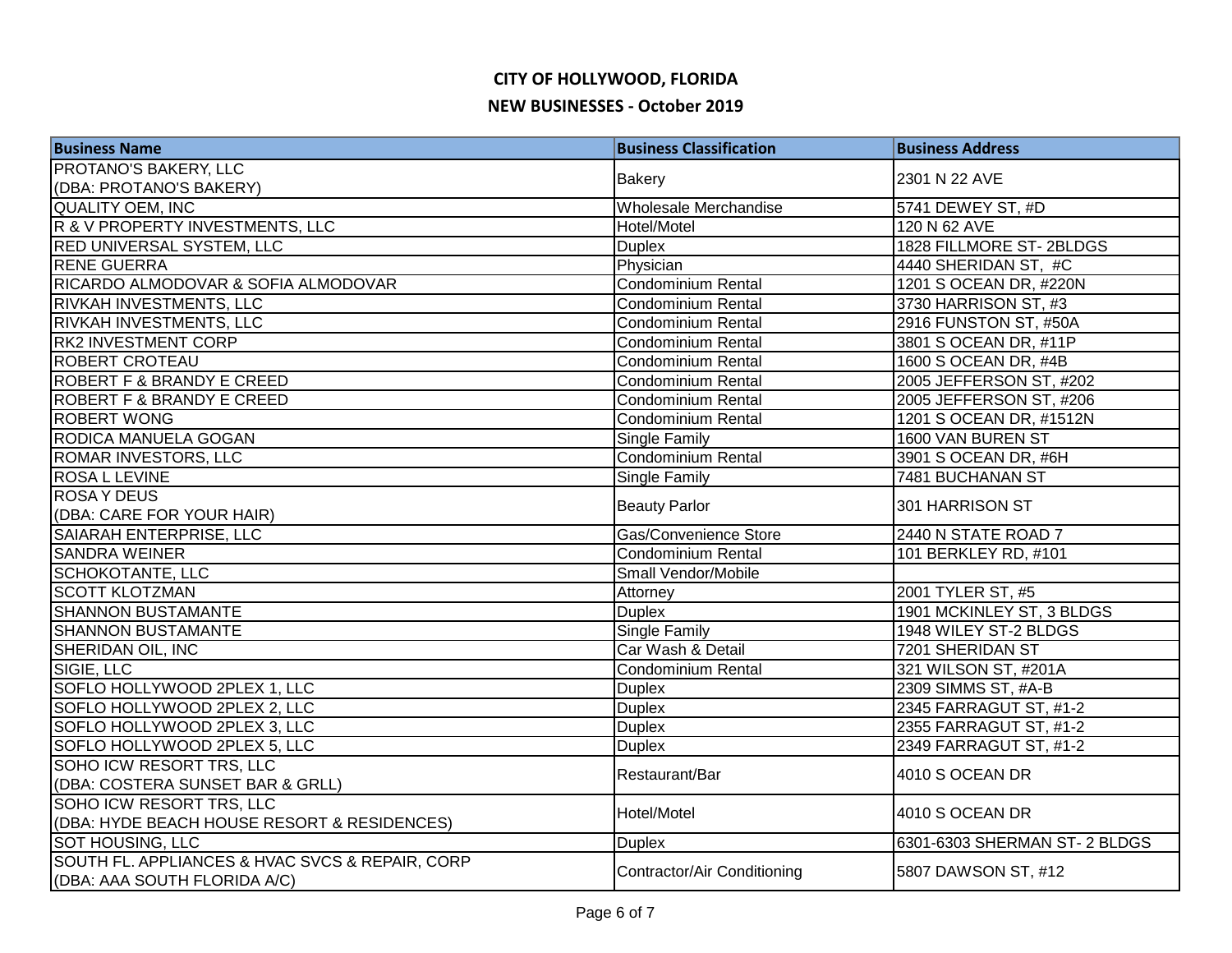# CITY OF HOLLYWOOD, FLORIDA

## NEW BUSINESSES - October 2019

| Business Name | Business Classification | Business Address |
|---|---|---|
| PROTANO'S BAKERY, LLC (DBA: PROTANO'S BAKERY) | Bakery | 2301 N 22 AVE |
| QUALITY OEM, INC | Wholesale Merchandise | 5741 DEWEY ST, #D |
| R & V PROPERTY INVESTMENTS, LLC | Hotel/Motel | 120 N 62 AVE |
| RED UNIVERSAL SYSTEM, LLC | Duplex | 1828 FILLMORE ST- 2BLDGS |
| RENE GUERRA | Physician | 4440 SHERIDAN ST, #C |
| RICARDO ALMODOVAR & SOFIA ALMODOVAR | Condominium Rental | 1201 S OCEAN DR, #220N |
| RIVKAH INVESTMENTS, LLC | Condominium Rental | 3730 HARRISON ST, #3 |
| RIVKAH INVESTMENTS, LLC | Condominium Rental | 2916 FUNSTON ST, #50A |
| RK2 INVESTMENT CORP | Condominium Rental | 3801 S OCEAN DR, #11P |
| ROBERT CROTEAU | Condominium Rental | 1600 S OCEAN DR, #4B |
| ROBERT F & BRANDY E CREED | Condominium Rental | 2005 JEFFERSON ST, #202 |
| ROBERT F & BRANDY E CREED | Condominium Rental | 2005 JEFFERSON ST, #206 |
| ROBERT WONG | Condominium Rental | 1201 S OCEAN DR, #1512N |
| RODICA MANUELA GOGAN | Single Family | 1600 VAN BUREN ST |
| ROMAR INVESTORS, LLC | Condominium Rental | 3901 S OCEAN DR, #6H |
| ROSA L LEVINE | Single Family | 7481 BUCHANAN ST |
| ROSA Y DEUS (DBA: CARE FOR YOUR HAIR) | Beauty Parlor | 301 HARRISON ST |
| SAIARAH ENTERPRISE, LLC | Gas/Convenience Store | 2440 N STATE ROAD 7 |
| SANDRA WEINER | Condominium Rental | 101 BERKLEY RD, #101 |
| SCHOKOTANTE, LLC | Small Vendor/Mobile | |
| SCOTT KLOTZMAN | Attorney | 2001 TYLER ST, #5 |
| SHANNON BUSTAMANTE | Duplex | 1901 MCKINLEY ST, 3 BLDGS |
| SHANNON BUSTAMANTE | Single Family | 1948 WILEY ST-2 BLDGS |
| SHERIDAN OIL, INC | Car Wash & Detail | 7201 SHERIDAN ST |
| SIGIE, LLC | Condominium Rental | 321 WILSON ST, #201A |
| SOFLO HOLLYWOOD 2PLEX 1, LLC | Duplex | 2309 SIMMS ST, #A-B |
| SOFLO HOLLYWOOD 2PLEX 2, LLC | Duplex | 2345 FARRAGUT ST, #1-2 |
| SOFLO HOLLYWOOD 2PLEX 3, LLC | Duplex | 2355 FARRAGUT ST, #1-2 |
| SOFLO HOLLYWOOD 2PLEX 5, LLC | Duplex | 2349 FARRAGUT ST, #1-2 |
| SOHO ICW RESORT TRS, LLC (DBA: COSTERA SUNSET BAR & GRLL) | Restaurant/Bar | 4010 S OCEAN DR |
| SOHO ICW RESORT TRS, LLC (DBA: HYDE BEACH HOUSE RESORT & RESIDENCES) | Hotel/Motel | 4010 S OCEAN DR |
| SOT HOUSING, LLC | Duplex | 6301-6303 SHERMAN ST- 2 BLDGS |
| SOUTH FL. APPLIANCES & HVAC SVCS & REPAIR, CORP (DBA: AAA SOUTH FLORIDA A/C) | Contractor/Air Conditioning | 5807 DAWSON ST, #12 |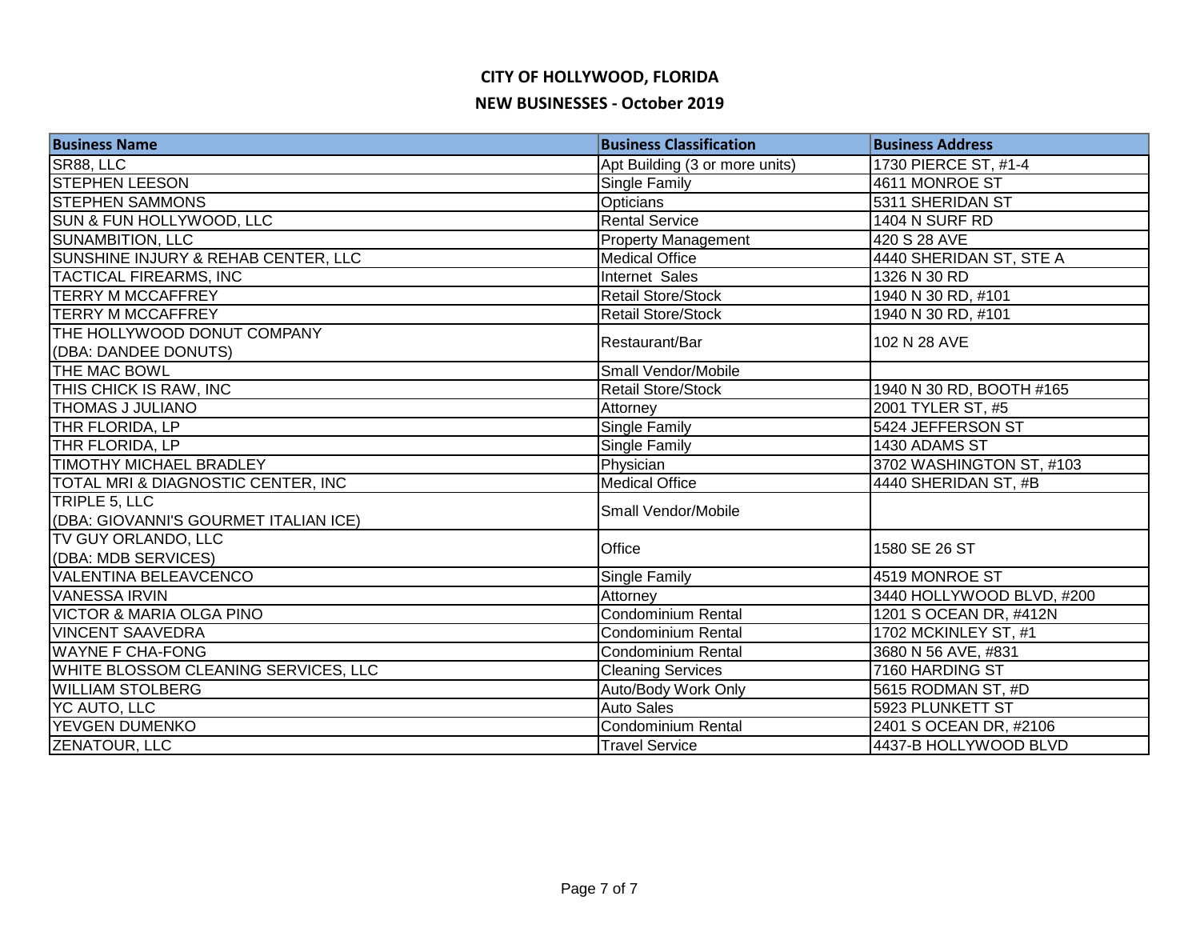**CITY OF HOLLYWOOD, FLORIDA**

**NEW BUSINESSES - October 2019**

| Business Name | Business Classification | Business Address |
|---|---|---|
| SR88, LLC | Apt Building (3 or more units) | 1730 PIERCE ST, #1-4 |
| STEPHEN LEESON | Single Family | 4611 MONROE ST |
| STEPHEN SAMMONS | Opticians | 5311 SHERIDAN ST |
| SUN & FUN HOLLYWOOD, LLC | Rental Service | 1404 N SURF RD |
| SUNAMBITION, LLC | Property Management | 420 S 28 AVE |
| SUNSHINE INJURY & REHAB CENTER, LLC | Medical Office | 4440 SHERIDAN ST, STE A |
| TACTICAL FIREARMS, INC | Internet Sales | 1326 N 30 RD |
| TERRY M MCCAFFREY | Retail Store/Stock | 1940 N 30 RD, #101 |
| TERRY M MCCAFFREY | Retail Store/Stock | 1940 N 30 RD, #101 |
| THE HOLLYWOOD DONUT COMPANY (DBA: DANDEE DONUTS) | Restaurant/Bar | 102 N 28 AVE |
| THE MAC BOWL | Small Vendor/Mobile | |
| THIS CHICK IS RAW, INC | Retail Store/Stock | 1940 N 30 RD, BOOTH #165 |
| THOMAS J JULIANO | Attorney | 2001 TYLER ST, #5 |
| THR FLORIDA, LP | Single Family | 5424 JEFFERSON ST |
| THR FLORIDA, LP | Single Family | 1430 ADAMS ST |
| TIMOTHY MICHAEL BRADLEY | Physician | 3702 WASHINGTON ST, #103 |
| TOTAL MRI & DIAGNOSTIC CENTER, INC | Medical Office | 4440 SHERIDAN ST, #B |
| TRIPLE 5, LLC (DBA: GIOVANNI'S GOURMET ITALIAN ICE) | Small Vendor/Mobile | |
| TV GUY ORLANDO, LLC (DBA: MDB SERVICES) | Office | 1580 SE 26 ST |
| VALENTINA BELEAVCENCO | Single Family | 4519 MONROE ST |
| VANESSA IRVIN | Attorney | 3440 HOLLYWOOD BLVD, #200 |
| VICTOR & MARIA OLGA PINO | Condominium Rental | 1201 S OCEAN DR, #412N |
| VINCENT SAAVEDRA | Condominium Rental | 1702 MCKINLEY ST, #1 |
| WAYNE F CHA-FONG | Condominium Rental | 3680 N 56 AVE, #831 |
| WHITE BLOSSOM CLEANING SERVICES, LLC | Cleaning Services | 7160 HARDING ST |
| WILLIAM STOLBERG | Auto/Body Work Only | 5615 RODMAN ST, #D |
| YC AUTO, LLC | Auto Sales | 5923 PLUNKETT ST |
| YEVGEN DUMENKO | Condominium Rental | 2401 S OCEAN DR, #2106 |
| ZENATOUR, LLC | Travel Service | 4437-B HOLLYWOOD BLVD |